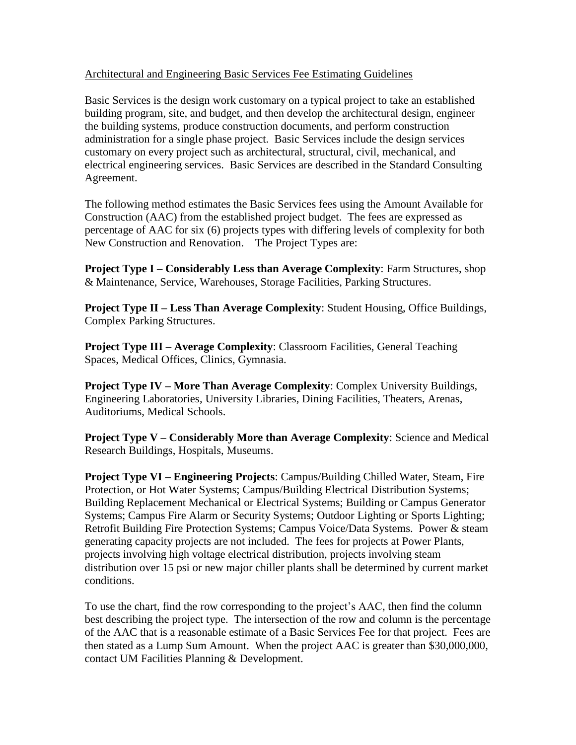Architectural and Engineering Basic Services Fee Estimating Guidelines

Basic Services is the design work customary on a typical project to take an established building program, site, and budget, and then develop the architectural design, engineer the building systems, produce construction documents, and perform construction administration for a single phase project. Basic Services include the design services customary on every project such as architectural, structural, civil, mechanical, and electrical engineering services. Basic Services are described in the Standard Consulting Agreement.

The following method estimates the Basic Services fees using the Amount Available for Construction (AAC) from the established project budget. The fees are expressed as percentage of AAC for six (6) projects types with differing levels of complexity for both New Construction and Renovation. The Project Types are:

**Project Type I – Considerably Less than Average Complexity**: Farm Structures, shop & Maintenance, Service, Warehouses, Storage Facilities, Parking Structures.

**Project Type II – Less Than Average Complexity**: Student Housing, Office Buildings, Complex Parking Structures.

**Project Type III – Average Complexity**: Classroom Facilities, General Teaching Spaces, Medical Offices, Clinics, Gymnasia.

**Project Type IV – More Than Average Complexity**: Complex University Buildings, Engineering Laboratories, University Libraries, Dining Facilities, Theaters, Arenas, Auditoriums, Medical Schools.

**Project Type V – Considerably More than Average Complexity**: Science and Medical Research Buildings, Hospitals, Museums.

**Project Type VI – Engineering Projects**: Campus/Building Chilled Water, Steam, Fire Protection, or Hot Water Systems; Campus/Building Electrical Distribution Systems; Building Replacement Mechanical or Electrical Systems; Building or Campus Generator Systems; Campus Fire Alarm or Security Systems; Outdoor Lighting or Sports Lighting; Retrofit Building Fire Protection Systems; Campus Voice/Data Systems. Power & steam generating capacity projects are not included. The fees for projects at Power Plants, projects involving high voltage electrical distribution, projects involving steam distribution over 15 psi or new major chiller plants shall be determined by current market conditions.

To use the chart, find the row corresponding to the project's AAC, then find the column best describing the project type. The intersection of the row and column is the percentage of the AAC that is a reasonable estimate of a Basic Services Fee for that project. Fees are then stated as a Lump Sum Amount. When the project AAC is greater than $30,000,000, contact UM Facilities Planning & Development.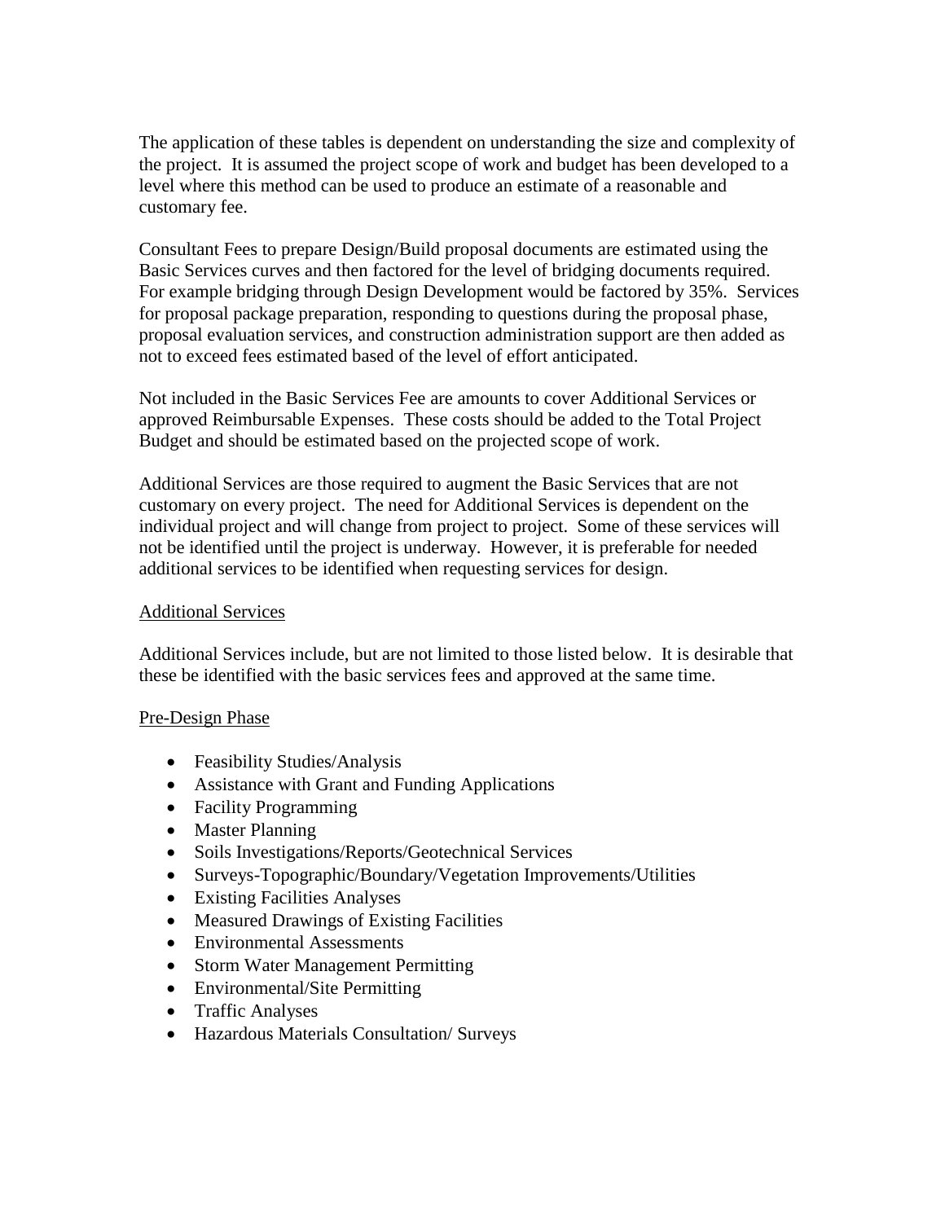The application of these tables is dependent on understanding the size and complexity of the project. It is assumed the project scope of work and budget has been developed to a level where this method can be used to produce an estimate of a reasonable and customary fee.

Consultant Fees to prepare Design/Build proposal documents are estimated using the Basic Services curves and then factored for the level of bridging documents required. For example bridging through Design Development would be factored by 35%. Services for proposal package preparation, responding to questions during the proposal phase, proposal evaluation services, and construction administration support are then added as not to exceed fees estimated based of the level of effort anticipated.

Not included in the Basic Services Fee are amounts to cover Additional Services or approved Reimbursable Expenses. These costs should be added to the Total Project Budget and should be estimated based on the projected scope of work.

Additional Services are those required to augment the Basic Services that are not customary on every project. The need for Additional Services is dependent on the individual project and will change from project to project. Some of these services will not be identified until the project is underway. However, it is preferable for needed additional services to be identified when requesting services for design.

## Additional Services

Additional Services include, but are not limited to those listed below. It is desirable that these be identified with the basic services fees and approved at the same time.

### Pre-Design Phase

- Feasibility Studies/Analysis
- Assistance with Grant and Funding Applications
- Facility Programming
- Master Planning
- Soils Investigations/Reports/Geotechnical Services
- Surveys-Topographic/Boundary/Vegetation Improvements/Utilities
- Existing Facilities Analyses
- Measured Drawings of Existing Facilities
- Environmental Assessments
- Storm Water Management Permitting
- Environmental/Site Permitting
- Traffic Analyses
- Hazardous Materials Consultation/ Surveys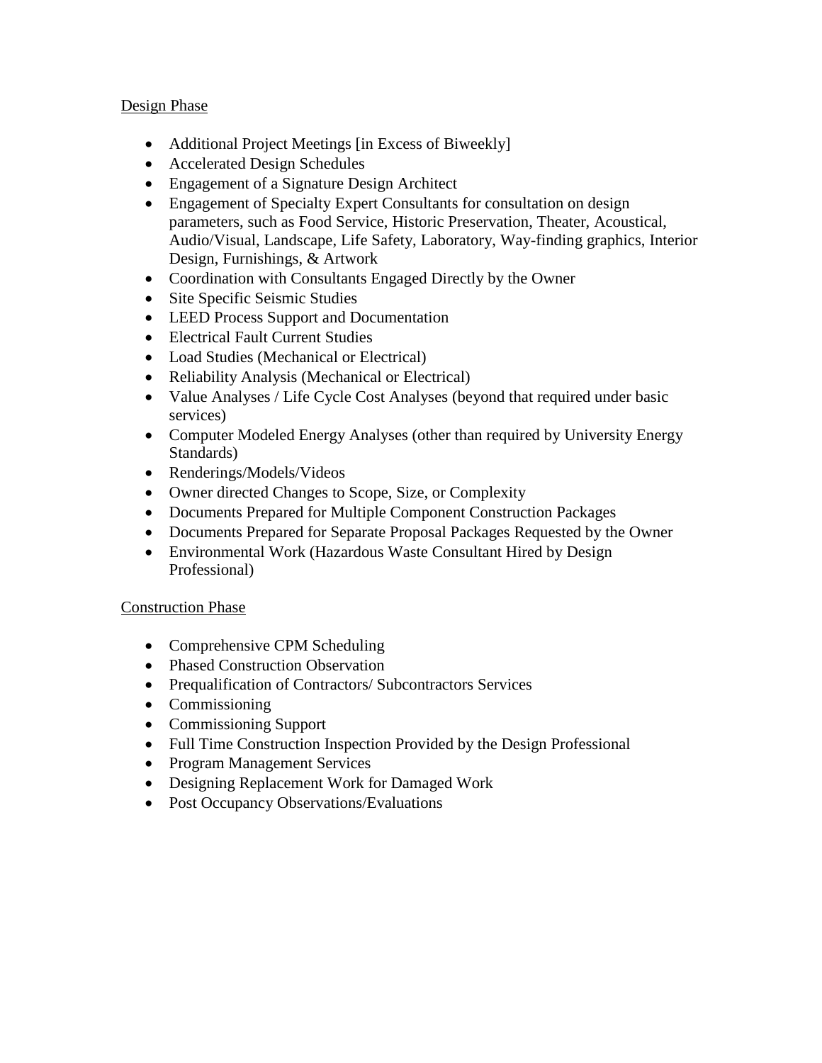Design Phase

- Additional Project Meetings [in Excess of Biweekly]
- Accelerated Design Schedules
- Engagement of a Signature Design Architect
- Engagement of Specialty Expert Consultants for consultation on design parameters, such as Food Service, Historic Preservation, Theater, Acoustical, Audio/Visual, Landscape, Life Safety, Laboratory, Way-finding graphics, Interior Design, Furnishings, & Artwork
- Coordination with Consultants Engaged Directly by the Owner
- Site Specific Seismic Studies
- LEED Process Support and Documentation
- Electrical Fault Current Studies
- Load Studies (Mechanical or Electrical)
- Reliability Analysis (Mechanical or Electrical)
- Value Analyses / Life Cycle Cost Analyses (beyond that required under basic services)
- Computer Modeled Energy Analyses (other than required by University Energy Standards)
- Renderings/Models/Videos
- Owner directed Changes to Scope, Size, or Complexity
- Documents Prepared for Multiple Component Construction Packages
- Documents Prepared for Separate Proposal Packages Requested by the Owner
- Environmental Work (Hazardous Waste Consultant Hired by Design Professional)

Construction Phase

- Comprehensive CPM Scheduling
- Phased Construction Observation
- Prequalification of Contractors/ Subcontractors Services
- Commissioning
- Commissioning Support
- Full Time Construction Inspection Provided by the Design Professional
- Program Management Services
- Designing Replacement Work for Damaged Work
- Post Occupancy Observations/Evaluations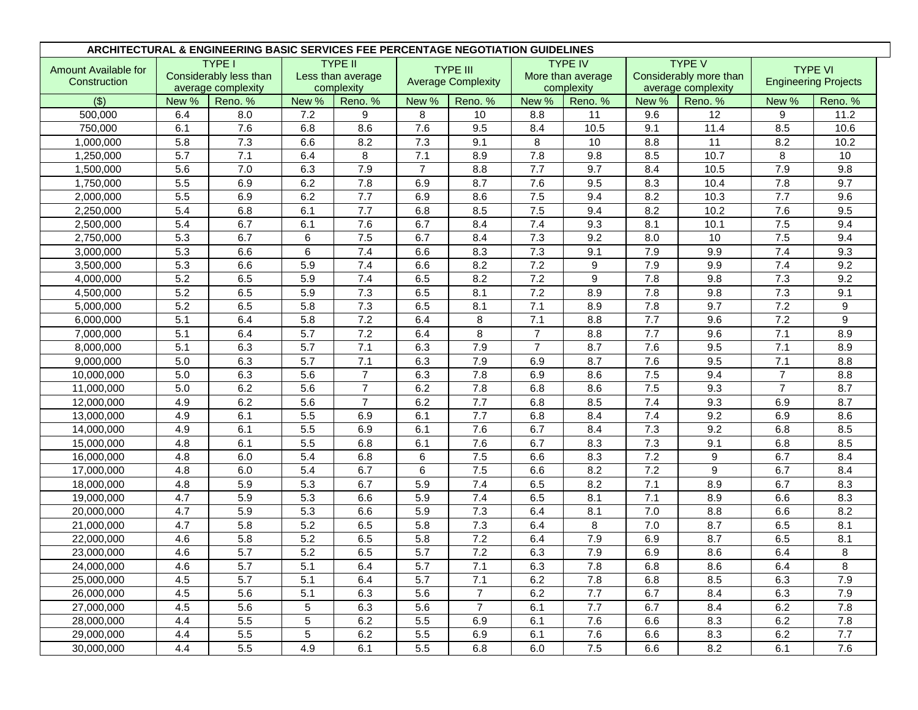| ARCHITECTURAL & ENGINEERING BASIC SERVICES FEE PERCENTAGE NEGOTIATION GUIDELINES | | | | | | | | | | | | |
|---|---|---|---|---|---|---|---|---|---|---|---|---|
| Amount Available for Construction | TYPE I Considerably less than average complexity | | TYPE II Less than average complexity | | TYPE III Average Complexity | | TYPE IV More than average complexity | | TYPE V Considerably more than average complexity | | TYPE VI Engineering Projects | |
| ($) | New % | Reno. % | New % | Reno. % | New % | Reno. % | New % | Reno. % | New % | Reno. % | New % | Reno. % |
| 500,000 | 6.4 | 8.0 | 7.2 | 9 | 8 | 10 | 8.8 | 11 | 9.6 | 12 | 9 | 11.2 |
| 750,000 | 6.1 | 7.6 | 6.8 | 8.6 | 7.6 | 9.5 | 8.4 | 10.5 | 9.1 | 11.4 | 8.5 | 10.6 |
| 1,000,000 | 5.8 | 7.3 | 6.6 | 8.2 | 7.3 | 9.1 | 8 | 10 | 8.8 | 11 | 8.2 | 10.2 |
| 1,250,000 | 5.7 | 7.1 | 6.4 | 8 | 7.1 | 8.9 | 7.8 | 9.8 | 8.5 | 10.7 | 8 | 10 |
| 1,500,000 | 5.6 | 7.0 | 6.3 | 7.9 | 7 | 8.8 | 7.7 | 9.7 | 8.4 | 10.5 | 7.9 | 9.8 |
| 1,750,000 | 5.5 | 6.9 | 6.2 | 7.8 | 6.9 | 8.7 | 7.6 | 9.5 | 8.3 | 10.4 | 7.8 | 9.7 |
| 2,000,000 | 5.5 | 6.9 | 6.2 | 7.7 | 6.9 | 8.6 | 7.5 | 9.4 | 8.2 | 10.3 | 7.7 | 9.6 |
| 2,250,000 | 5.4 | 6.8 | 6.1 | 7.7 | 6.8 | 8.5 | 7.5 | 9.4 | 8.2 | 10.2 | 7.6 | 9.5 |
| 2,500,000 | 5.4 | 6.7 | 6.1 | 7.6 | 6.7 | 8.4 | 7.4 | 9.3 | 8.1 | 10.1 | 7.5 | 9.4 |
| 2,750,000 | 5.3 | 6.7 | 6 | 7.5 | 6.7 | 8.4 | 7.3 | 9.2 | 8.0 | 10 | 7.5 | 9.4 |
| 3,000,000 | 5.3 | 6.6 | 6 | 7.4 | 6.6 | 8.3 | 7.3 | 9.1 | 7.9 | 9.9 | 7.4 | 9.3 |
| 3,500,000 | 5.3 | 6.6 | 5.9 | 7.4 | 6.6 | 8.2 | 7.2 | 9 | 7.9 | 9.9 | 7.4 | 9.2 |
| 4,000,000 | 5.2 | 6.5 | 5.9 | 7.4 | 6.5 | 8.2 | 7.2 | 9 | 7.8 | 9.8 | 7.3 | 9.2 |
| 4,500,000 | 5.2 | 6.5 | 5.9 | 7.3 | 6.5 | 8.1 | 7.2 | 8.9 | 7.8 | 9.8 | 7.3 | 9.1 |
| 5,000,000 | 5.2 | 6.5 | 5.8 | 7.3 | 6.5 | 8.1 | 7.1 | 8.9 | 7.8 | 9.7 | 7.2 | 9 |
| 6,000,000 | 5.1 | 6.4 | 5.8 | 7.2 | 6.4 | 8 | 7.1 | 8.8 | 7.7 | 9.6 | 7.2 | 9 |
| 7,000,000 | 5.1 | 6.4 | 5.7 | 7.2 | 6.4 | 8 | 7 | 8.8 | 7.7 | 9.6 | 7.1 | 8.9 |
| 8,000,000 | 5.1 | 6.3 | 5.7 | 7.1 | 6.3 | 7.9 | 7 | 8.7 | 7.6 | 9.5 | 7.1 | 8.9 |
| 9,000,000 | 5.0 | 6.3 | 5.7 | 7.1 | 6.3 | 7.9 | 6.9 | 8.7 | 7.6 | 9.5 | 7.1 | 8.8 |
| 10,000,000 | 5.0 | 6.3 | 5.6 | 7 | 6.3 | 7.8 | 6.9 | 8.6 | 7.5 | 9.4 | 7 | 8.8 |
| 11,000,000 | 5.0 | 6.2 | 5.6 | 7 | 6.2 | 7.8 | 6.8 | 8.6 | 7.5 | 9.3 | 7 | 8.7 |
| 12,000,000 | 4.9 | 6.2 | 5.6 | 7 | 6.2 | 7.7 | 6.8 | 8.5 | 7.4 | 9.3 | 6.9 | 8.7 |
| 13,000,000 | 4.9 | 6.1 | 5.5 | 6.9 | 6.1 | 7.7 | 6.8 | 8.4 | 7.4 | 9.2 | 6.9 | 8.6 |
| 14,000,000 | 4.9 | 6.1 | 5.5 | 6.9 | 6.1 | 7.6 | 6.7 | 8.4 | 7.3 | 9.2 | 6.8 | 8.5 |
| 15,000,000 | 4.8 | 6.1 | 5.5 | 6.8 | 6.1 | 7.6 | 6.7 | 8.3 | 7.3 | 9.1 | 6.8 | 8.5 |
| 16,000,000 | 4.8 | 6.0 | 5.4 | 6.8 | 6 | 7.5 | 6.6 | 8.3 | 7.2 | 9 | 6.7 | 8.4 |
| 17,000,000 | 4.8 | 6.0 | 5.4 | 6.7 | 6 | 7.5 | 6.6 | 8.2 | 7.2 | 9 | 6.7 | 8.4 |
| 18,000,000 | 4.8 | 5.9 | 5.3 | 6.7 | 5.9 | 7.4 | 6.5 | 8.2 | 7.1 | 8.9 | 6.7 | 8.3 |
| 19,000,000 | 4.7 | 5.9 | 5.3 | 6.6 | 5.9 | 7.4 | 6.5 | 8.1 | 7.1 | 8.9 | 6.6 | 8.3 |
| 20,000,000 | 4.7 | 5.9 | 5.3 | 6.6 | 5.9 | 7.3 | 6.4 | 8.1 | 7.0 | 8.8 | 6.6 | 8.2 |
| 21,000,000 | 4.7 | 5.8 | 5.2 | 6.5 | 5.8 | 7.3 | 6.4 | 8 | 7.0 | 8.7 | 6.5 | 8.1 |
| 22,000,000 | 4.6 | 5.8 | 5.2 | 6.5 | 5.8 | 7.2 | 6.4 | 7.9 | 6.9 | 8.7 | 6.5 | 8.1 |
| 23,000,000 | 4.6 | 5.7 | 5.2 | 6.5 | 5.7 | 7.2 | 6.3 | 7.9 | 6.9 | 8.6 | 6.4 | 8 |
| 24,000,000 | 4.6 | 5.7 | 5.1 | 6.4 | 5.7 | 7.1 | 6.3 | 7.8 | 6.8 | 8.6 | 6.4 | 8 |
| 25,000,000 | 4.5 | 5.7 | 5.1 | 6.4 | 5.7 | 7.1 | 6.2 | 7.8 | 6.8 | 8.5 | 6.3 | 7.9 |
| 26,000,000 | 4.5 | 5.6 | 5.1 | 6.3 | 5.6 | 7 | 6.2 | 7.7 | 6.7 | 8.4 | 6.3 | 7.9 |
| 27,000,000 | 4.5 | 5.6 | 5 | 6.3 | 5.6 | 7 | 6.1 | 7.7 | 6.7 | 8.4 | 6.2 | 7.8 |
| 28,000,000 | 4.4 | 5.5 | 5 | 6.2 | 5.5 | 6.9 | 6.1 | 7.6 | 6.6 | 8.3 | 6.2 | 7.8 |
| 29,000,000 | 4.4 | 5.5 | 5 | 6.2 | 5.5 | 6.9 | 6.1 | 7.6 | 6.6 | 8.3 | 6.2 | 7.7 |
| 30,000,000 | 4.4 | 5.5 | 4.9 | 6.1 | 5.5 | 6.8 | 6.0 | 7.5 | 6.6 | 8.2 | 6.1 | 7.6 |